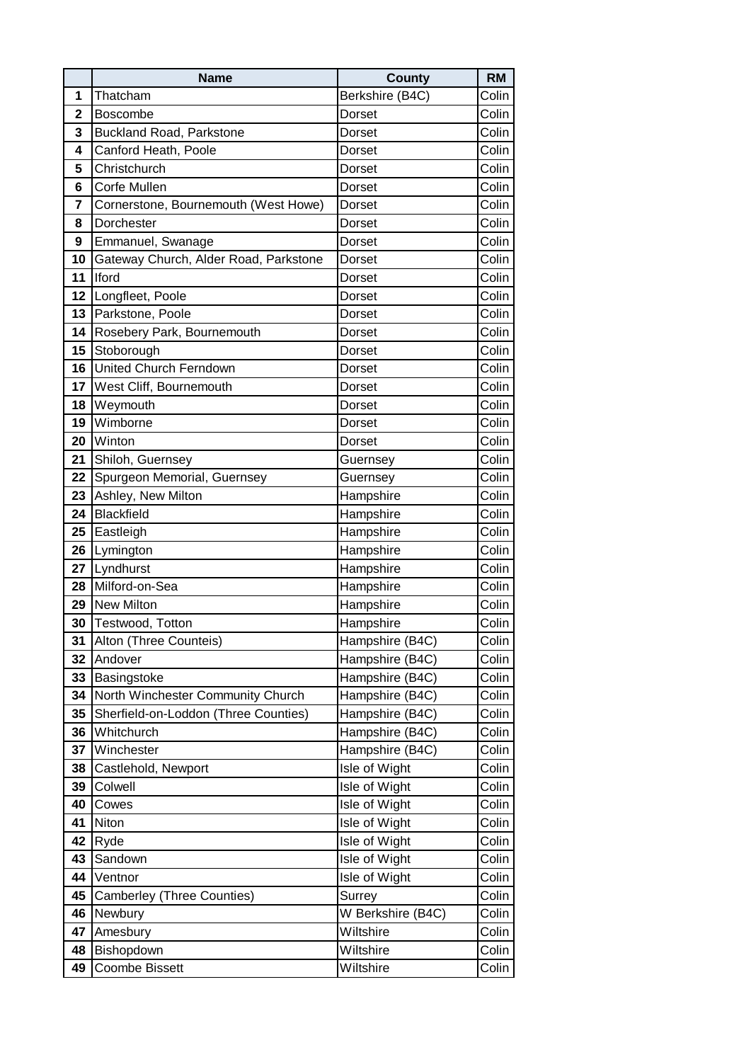| | Name | County | RM |
|---|---|---|---|
| 1 | Thatcham | Berkshire (B4C) | Colin |
| 2 | Boscombe | Dorset | Colin |
| 3 | Buckland Road, Parkstone | Dorset | Colin |
| 4 | Canford Heath, Poole | Dorset | Colin |
| 5 | Christchurch | Dorset | Colin |
| 6 | Corfe Mullen | Dorset | Colin |
| 7 | Cornerstone, Bournemouth (West Howe) | Dorset | Colin |
| 8 | Dorchester | Dorset | Colin |
| 9 | Emmanuel, Swanage | Dorset | Colin |
| 10 | Gateway Church, Alder Road, Parkstone | Dorset | Colin |
| 11 | Iford | Dorset | Colin |
| 12 | Longfleet, Poole | Dorset | Colin |
| 13 | Parkstone, Poole | Dorset | Colin |
| 14 | Rosebery Park, Bournemouth | Dorset | Colin |
| 15 | Stoborough | Dorset | Colin |
| 16 | United Church Ferndown | Dorset | Colin |
| 17 | West Cliff, Bournemouth | Dorset | Colin |
| 18 | Weymouth | Dorset | Colin |
| 19 | Wimborne | Dorset | Colin |
| 20 | Winton | Dorset | Colin |
| 21 | Shiloh, Guernsey | Guernsey | Colin |
| 22 | Spurgeon Memorial, Guernsey | Guernsey | Colin |
| 23 | Ashley, New Milton | Hampshire | Colin |
| 24 | Blackfield | Hampshire | Colin |
| 25 | Eastleigh | Hampshire | Colin |
| 26 | Lymington | Hampshire | Colin |
| 27 | Lyndhurst | Hampshire | Colin |
| 28 | Milford-on-Sea | Hampshire | Colin |
| 29 | New Milton | Hampshire | Colin |
| 30 | Testwood, Totton | Hampshire | Colin |
| 31 | Alton (Three Counteis) | Hampshire (B4C) | Colin |
| 32 | Andover | Hampshire (B4C) | Colin |
| 33 | Basingstoke | Hampshire (B4C) | Colin |
| 34 | North Winchester Community Church | Hampshire (B4C) | Colin |
| 35 | Sherfield-on-Loddon (Three Counties) | Hampshire (B4C) | Colin |
| 36 | Whitchurch | Hampshire (B4C) | Colin |
| 37 | Winchester | Hampshire (B4C) | Colin |
| 38 | Castlehold, Newport | Isle of Wight | Colin |
| 39 | Colwell | Isle of Wight | Colin |
| 40 | Cowes | Isle of Wight | Colin |
| 41 | Niton | Isle of Wight | Colin |
| 42 | Ryde | Isle of Wight | Colin |
| 43 | Sandown | Isle of Wight | Colin |
| 44 | Ventnor | Isle of Wight | Colin |
| 45 | Camberley (Three Counties) | Surrey | Colin |
| 46 | Newbury | W Berkshire (B4C) | Colin |
| 47 | Amesbury | Wiltshire | Colin |
| 48 | Bishopdown | Wiltshire | Colin |
| 49 | Coombe Bissett | Wiltshire | Colin |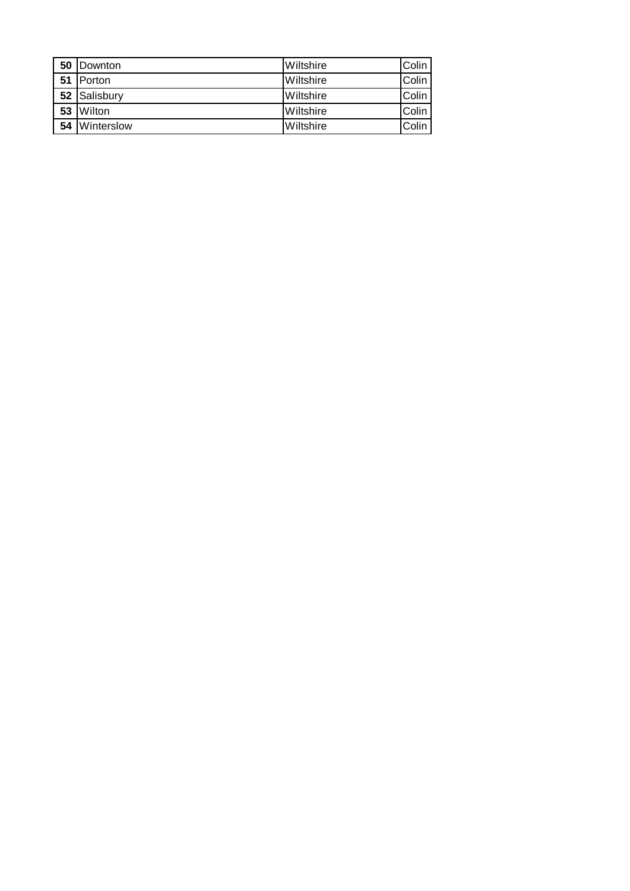| | | | |
|---|---|---|---|
| **50** | Downton | Wiltshire | Colin |
| **51** | Porton | Wiltshire | Colin |
| **52** | Salisbury | Wiltshire | Colin |
| **53** | Wilton | Wiltshire | Colin |
| **54** | Winterslow | Wiltshire | Colin |